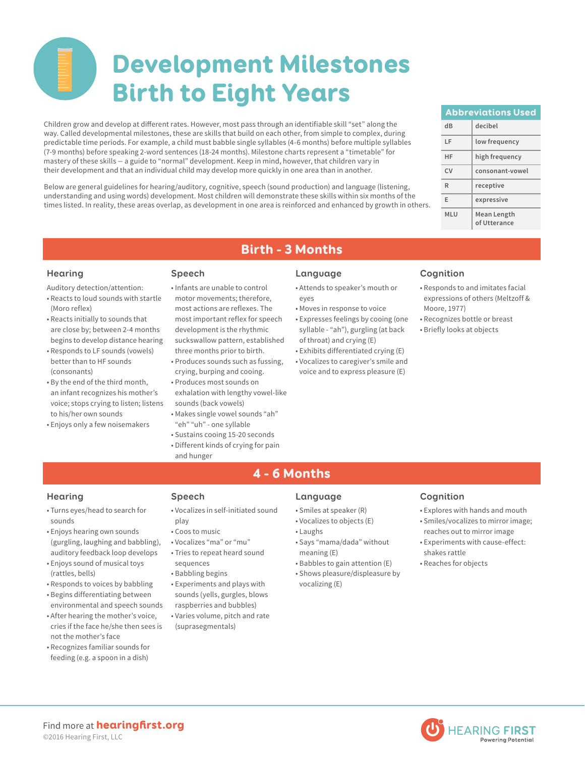# Development Milestones Birth to Eight Years

Children grow and develop at different rates. However, most pass through an identifiable skill "set" along the way. Called developmental milestones, these are skills that build on each other, from simple to complex, during predictable time periods. For example, a child must babble single syllables (4-6 months) before multiple syllables (7-9 months) before speaking 2-word sentences (18-24 months). Milestone charts represent a "timetable" for mastery of these skills — a guide to "normal" development. Keep in mind, however, that children vary in their development and that an individual child may develop more quickly in one area than in another.

Below are general guidelines for hearing/auditory, cognitive, speech (sound production) and language (listening, understanding and using words) development. Most children will demonstrate these skills within six months of the times listed. In reality, these areas overlap, as development in one area is reinforced and enhanced by growth in others.

| Abbreviations Used | |
|---|---|
| dB | decibel |
| LF | low frequency |
| HF | high frequency |
| CV | consonant-vowel |
| R | receptive |
| E | expressive |
| MLU | Mean Length of Utterance |

## Birth - 3 Months

### Hearing

Auditory detection/attention:

- Reacts to loud sounds with startle (Moro reflex)
- Reacts initially to sounds that are close by; between 2-4 months begins to develop distance hearing
- Responds to LF sounds (vowels) better than to HF sounds (consonants)
- By the end of the third month, an infant recognizes his mother's voice; stops crying to listen; listens to his/her own sounds
- Enjoys only a few noisemakers

### Speech

- Infants are unable to control motor movements; therefore, most actions are reflexes. The most important reflex for speech development is the rhythmic suckswallow pattern, established three months prior to birth.
- Produces sounds such as fussing, crying, burping and cooing.
- Produces most sounds on exhalation with lengthy vowel-like sounds (back vowels)
- Makes single vowel sounds "ah" "eh" "uh" - one syllable
- Sustains cooing 15-20 seconds
- Different kinds of crying for pain and hunger

### Language

- Attends to speaker's mouth or eyes
- Moves in response to voice
- Expresses feelings by cooing (one syllable - "ah"), gurgling (at back of throat) and crying (E)
- Exhibits differentiated crying (E)
- Vocalizes to caregiver's smile and voice and to express pleasure (E)

### Cognition

- Responds to and imitates facial expressions of others (Meltzoff & Moore, 1977)
- Recognizes bottle or breast
- Briefly looks at objects

## 4 - 6 Months

### Hearing

- Turns eyes/head to search for sounds
- Enjoys hearing own sounds (gurgling, laughing and babbling), auditory feedback loop develops
- Enjoys sound of musical toys (rattles, bells)
- Responds to voices by babbling
- Begins differentiating between environmental and speech sounds
- After hearing the mother's voice, cries if the face he/she then sees is not the mother's face
- Recognizes familiar sounds for feeding (e.g. a spoon in a dish)

### Speech

- Vocalizes in self-initiated sound play
- Coos to music
- Vocalizes "ma" or "mu"
- Tries to repeat heard sound sequences
- Babbling begins
- Experiments and plays with sounds (yells, gurgles, blows raspberries and bubbles)
- Varies volume, pitch and rate (suprasegmentals)

### Language

- Smiles at speaker (R)
- Vocalizes to objects (E)
- Laughs
- Says "mama/dada" without meaning (E)
- Babbles to gain attention (E)
- Shows pleasure/displeasure by vocalizing (E)

### Cognition

- Explores with hands and mouth
- Smiles/vocalizes to mirror image; reaches out to mirror image
- Experiments with cause-effect: shakes rattle
- Reaches for objects

Find more at **hearingfirst.org**

©2016 Hearing First, LLC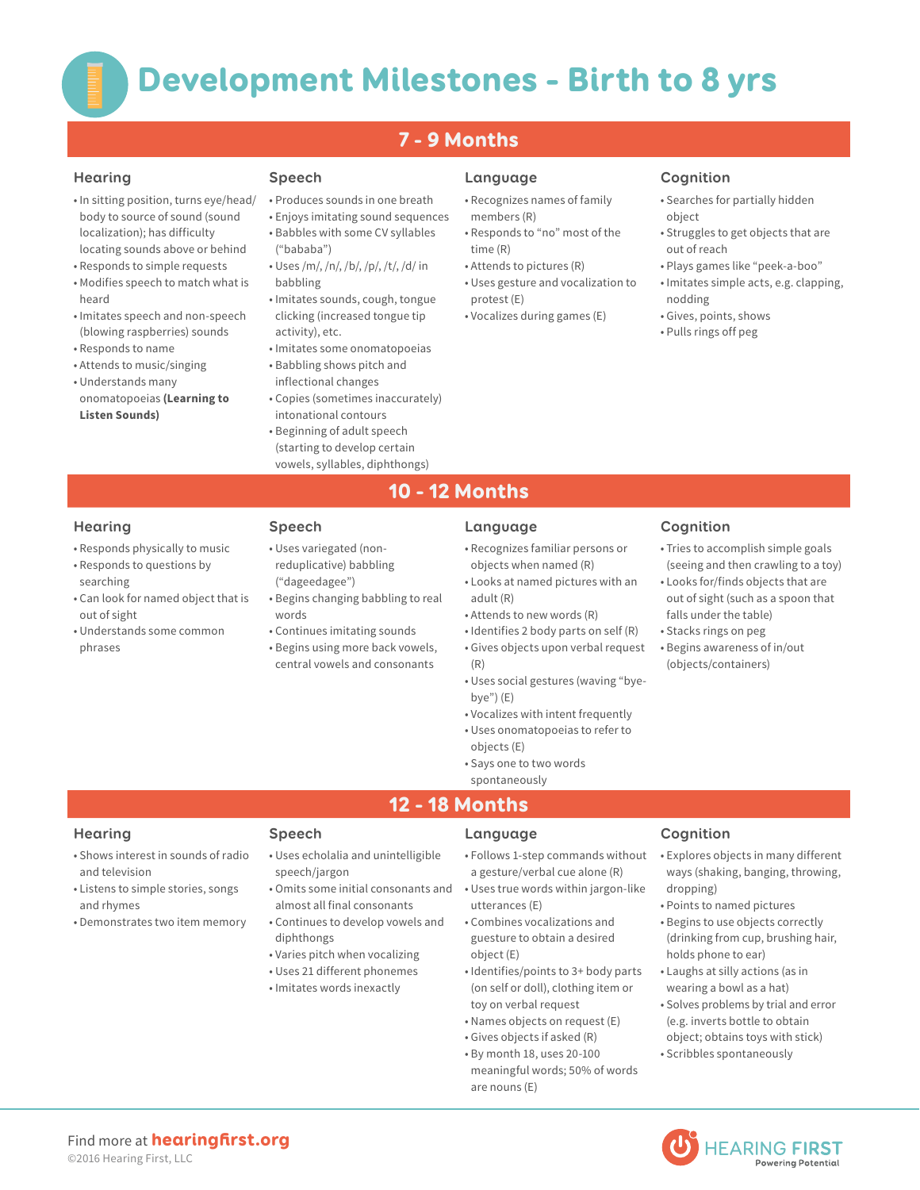# Development Milestones - Birth to 8 yrs

## 7 - 9 Months

### Hearing

- In sitting position, turns eye/head/body to source of sound (sound localization); has difficulty locating sounds above or behind
- Responds to simple requests
- Modifies speech to match what is heard
- Imitates speech and non-speech (blowing raspberries) sounds
- Responds to name
- Attends to music/singing
- Understands many onomatopoeias **(Learning to Listen Sounds)**

### Speech

- Produces sounds in one breath
- Enjoys imitating sound sequences
- Babbles with some CV syllables ("bababa")
- Uses /m/, /n/, /b/, /p/, /t/, /d/ in babbling
- Imitates sounds, cough, tongue clicking (increased tongue tip activity), etc.
- Imitates some onomatopoeias
- Babbling shows pitch and inflectional changes
- Copies (sometimes inaccurately) intonational contours
- Beginning of adult speech (starting to develop certain vowels, syllables, diphthongs)

### Language

- Recognizes names of family members (R)
- Responds to "no" most of the time (R)
- Attends to pictures (R)
- Uses gesture and vocalization to protest (E)
- Vocalizes during games (E)

### Cognition

- Searches for partially hidden object
- Struggles to get objects that are out of reach
- Plays games like "peek-a-boo"
- Imitates simple acts, e.g. clapping, nodding
- Gives, points, shows
- Pulls rings off peg

## 10 - 12 Months

### Hearing

- Responds physically to music
- Responds to questions by searching
- Can look for named object that is out of sight
- Understands some common phrases

### Speech

- Uses variegated (non-reduplicative) babbling ("dageedagee")
- Begins changing babbling to real words
- Continues imitating sounds
- Begins using more back vowels, central vowels and consonants

### Language

- Recognizes familiar persons or objects when named (R)
- Looks at named pictures with an adult (R)
- Attends to new words (R)
- Identifies 2 body parts on self (R)
- Gives objects upon verbal request (R)
- Uses social gestures (waving "bye-bye") (E)
- Vocalizes with intent frequently
- Uses onomatopoeias to refer to objects (E)
- Says one to two words spontaneously

### Cognition

- Tries to accomplish simple goals (seeing and then crawling to a toy)
- Looks for/finds objects that are out of sight (such as a spoon that falls under the table)
- Stacks rings on peg
- Begins awareness of in/out (objects/containers)

## 12 - 18 Months

### Hearing

- Shows interest in sounds of radio and television
- Listens to simple stories, songs and rhymes
- Demonstrates two item memory

### Speech

- Uses echolalia and unintelligible speech/jargon
- Omits some initial consonants and almost all final consonants
- Continues to develop vowels and diphthongs
- Varies pitch when vocalizing
- Uses 21 different phonemes
- Imitates words inexactly

### Language

- Follows 1-step commands without a gesture/verbal cue alone (R)
- Uses true words within jargon-like utterances (E)
- Combines vocalizations and guesture to obtain a desired object (E)
- Identifies/points to 3+ body parts (on self or doll), clothing item or toy on verbal request
- Names objects on request (E)
- Gives objects if asked (R)
- By month 18, uses 20-100 meaningful words; 50% of words are nouns (E)

### Cognition

- Explores objects in many different ways (shaking, banging, throwing, dropping)
- Points to named pictures
- Begins to use objects correctly (drinking from cup, brushing hair, holds phone to ear)
- Laughs at silly actions (as in wearing a bowl as a hat)
- Solves problems by trial and error (e.g. inverts bottle to obtain object; obtains toys with stick)
- Scribbles spontaneously

Find more at **hearingfirst.org**

©2016 Hearing First, LLC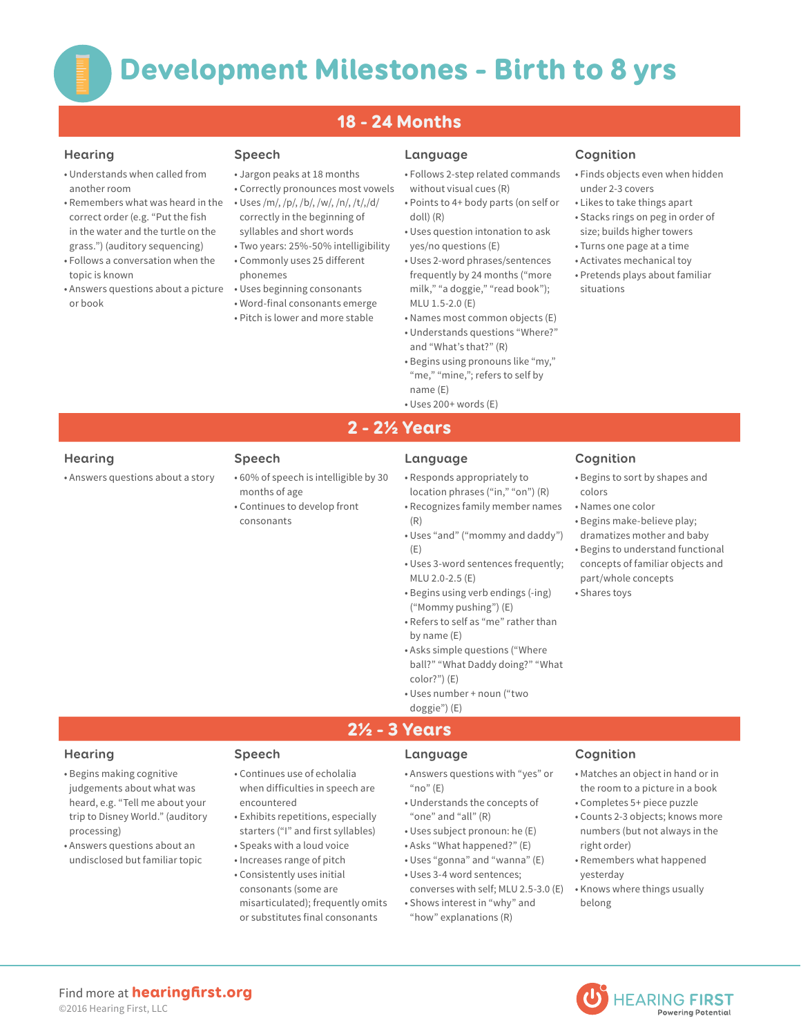# Development Milestones - Birth to 8 yrs

## 18 - 24 Months

### Hearing

- Understands when called from another room
- Remembers what was heard in the correct order (e.g. "Put the fish in the water and the turtle on the grass.") (auditory sequencing)
- Follows a conversation when the topic is known
- Answers questions about a picture or book

### Speech

- Jargon peaks at 18 months
- Correctly pronounces most vowels
- Uses /m/, /p/, /b/, /w/, /n/, /t/,/d/ correctly in the beginning of syllables and short words
- Two years: 25%-50% intelligibility
- Commonly uses 25 different phonemes
- Uses beginning consonants
- Word-final consonants emerge
- Pitch is lower and more stable

### Language

- Follows 2-step related commands without visual cues (R)
- Points to 4+ body parts (on self or doll) (R)
- Uses question intonation to ask yes/no questions (E)
- Uses 2-word phrases/sentences frequently by 24 months ("more milk," "a doggie," "read book"); MLU 1.5-2.0 (E)
- Names most common objects (E)
- Understands questions "Where?" and "What's that?" (R)
- Begins using pronouns like "my," "me," "mine,"; refers to self by name (E)
- Uses 200+ words (E)

### Cognition

- Finds objects even when hidden under 2-3 covers
- Likes to take things apart
- Stacks rings on peg in order of size; builds higher towers
- Turns one page at a time
- Activates mechanical toy
- Pretends plays about familiar situations

## 2 - 2½ Years

### Hearing

- Answers questions about a story

### Speech

- 60% of speech is intelligible by 30 months of age
- Continues to develop front consonants

### Language

- Responds appropriately to location phrases ("in," "on") (R)
- Recognizes family member names (R)
- Uses "and" ("mommy and daddy") (E)
- Uses 3-word sentences frequently; MLU 2.0-2.5 (E)
- Begins using verb endings (-ing) ("Mommy pushing") (E)
- Refers to self as "me" rather than by name (E)
- Asks simple questions ("Where ball?" "What Daddy doing?" "What color?") (E)
- Uses number + noun ("two doggie") (E)

### Cognition

- Begins to sort by shapes and colors
- Names one color
- Begins make-believe play; dramatizes mother and baby
- Begins to understand functional concepts of familiar objects and part/whole concepts
- Shares toys

## 2½ - 3 Years

### Hearing

- Begins making cognitive judgements about what was heard, e.g. "Tell me about your trip to Disney World." (auditory processing)
- Answers questions about an undisclosed but familiar topic

### Speech

- Continues use of echolalia when difficulties in speech are encountered
- Exhibits repetitions, especially starters ("I" and first syllables)
- Speaks with a loud voice
- Increases range of pitch
- Consistently uses initial consonants (some are misarticulated); frequently omits or substitutes final consonants

### Language

- Answers questions with "yes" or "no" (E)
- Understands the concepts of "one" and "all" (R)
- Uses subject pronoun: he (E)
- Asks "What happened?" (E)
- Uses "gonna" and "wanna" (E)
- Uses 3-4 word sentences; converses with self; MLU 2.5-3.0 (E)
- Shows interest in "why" and "how" explanations (R)

### Cognition

- Matches an object in hand or in the room to a picture in a book
- Completes 5+ piece puzzle
- Counts 2-3 objects; knows more numbers (but not always in the right order)
- Remembers what happened yesterday
- Knows where things usually belong

Find more at **hearingfirst.org**

©2016 Hearing First, LLC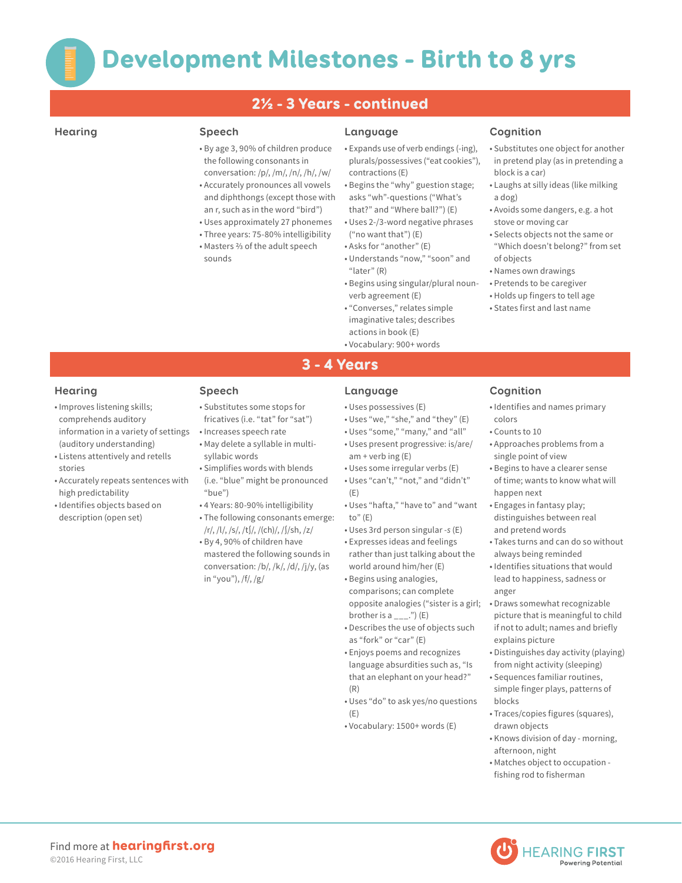# Development Milestones - Birth to 8 yrs

## 2½ - 3 Years - continued

### Hearing

### Speech

- By age 3, 90% of children produce the following consonants in conversation: /p/, /m/, /n/, /h/, /w/
- Accurately pronounces all vowels and diphthongs (except those with an r, such as in the word "bird")
- Uses approximately 27 phonemes
- Three years: 75-80% intelligibility
- Masters ⅔ of the adult speech sounds

### Language

- Expands use of verb endings (-ing), plurals/possessives ("eat cookies"), contractions (E)
- Begins the "why" guestion stage; asks "wh"-questions ("What's that?" and "Where ball?") (E)
- Uses 2-/3-word negative phrases ("no want that") (E)
- Asks for "another" (E)
- Understands "now," "soon" and "later" (R)
- Begins using singular/plural noun-verb agreement (E)
- "Converses," relates simple imaginative tales; describes actions in book (E)
- Vocabulary: 900+ words

### Cognition

- Substitutes one object for another in pretend play (as in pretending a block is a car)
- Laughs at silly ideas (like milking a dog)
- Avoids some dangers, e.g. a hot stove or moving car
- Selects objects not the same or "Which doesn't belong?" from set of objects
- Names own drawings
- Pretends to be caregiver
- Holds up fingers to tell age
- States first and last name

## 3 - 4 Years

### Hearing

- Improves listening skills; comprehends auditory information in a variety of settings (auditory understanding)
- Listens attentively and retells stories
- Accurately repeats sentences with high predictability
- Identifies objects based on description (open set)

### Speech

- Substitutes some stops for fricatives (i.e. "tat" for "sat")
- Increases speech rate
- May delete a syllable in multi-syllabic words
- Simplifies words with blends (i.e. "blue" might be pronounced "bue")
- 4 Years: 80-90% intelligibility
- The following consonants emerge: /r/, /l/, /s/, /tʃ/, /(ch)/, /ʃ/sh, /z/
- By 4, 90% of children have mastered the following sounds in conversation: /b/, /k/, /d/, /j/y, (as in "you"), /f/, /g/

### Language

- Uses possessives (E)
- Uses "we," "she," and "they" (E)
- Uses "some," "many," and "all"
- Uses present progressive: is/are/am + verb ing (E)
- Uses some irregular verbs (E)
- Uses "can't," "not," and "didn't" (E)
- Uses "hafta," "have to" and "want to" (E)
- Uses 3rd person singular *-s* (E)
- Expresses ideas and feelings rather than just talking about the world around him/her (E)
- Begins using analogies, comparisons; can complete opposite analogies ("sister is a girl; brother is a ___.") (E)
- Describes the use of objects such as "fork" or "car" (E)
- Enjoys poems and recognizes language absurdities such as, "Is that an elephant on your head?" (R)
- Uses "do" to ask yes/no questions (E)
- Vocabulary: 1500+ words (E)

### Cognition

- Identifies and names primary colors
- Counts to 10
- Approaches problems from a single point of view
- Begins to have a clearer sense of time; wants to know what will happen next
- Engages in fantasy play; distinguishes between real and pretend words
- Takes turns and can do so without always being reminded
- Identifies situations that would lead to happiness, sadness or anger
- Draws somewhat recognizable picture that is meaningful to child if not to adult; names and briefly explains picture
- Distinguishes day activity (playing) from night activity (sleeping)
- Sequences familiar routines, simple finger plays, patterns of blocks
- Traces/copies figures (squares), drawn objects
- Knows division of day - morning, afternoon, night
- Matches object to occupation - fishing rod to fisherman

Find more at **hearingfirst.org**
©2016 Hearing First, LLC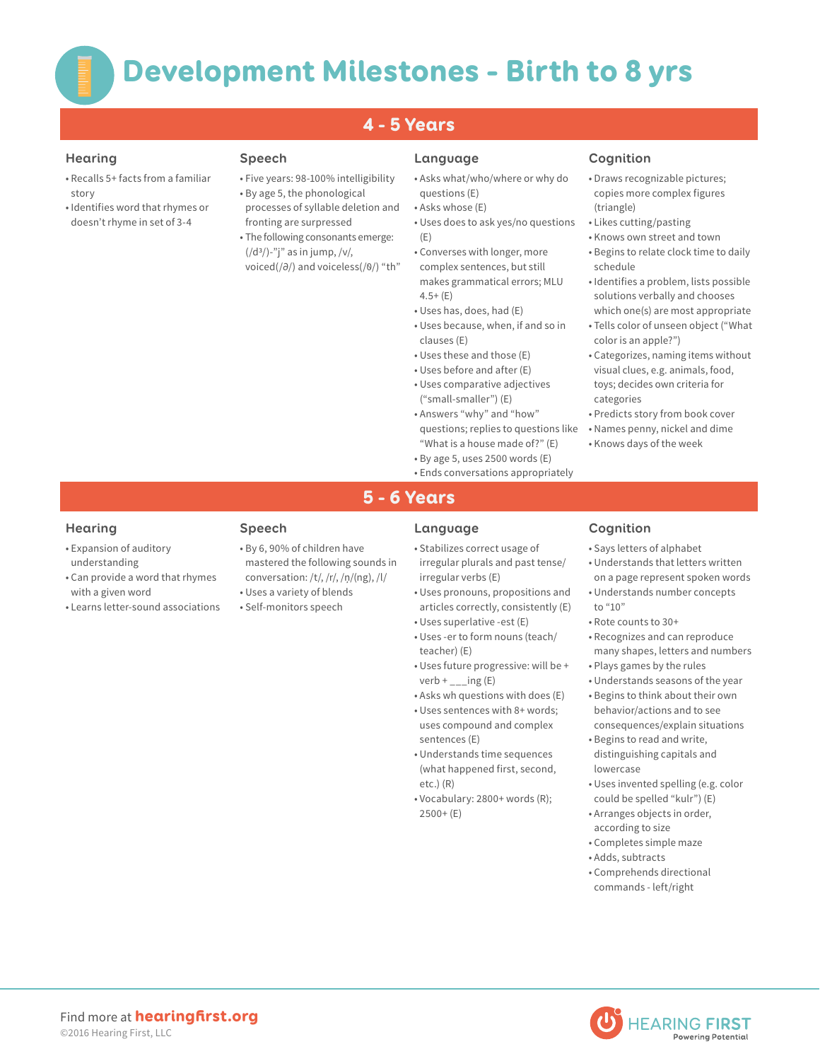# Development Milestones - Birth to 8 yrs

## 4 - 5 Years

### Hearing

- Recalls 5+ facts from a familiar story
- Identifies word that rhymes or doesn't rhyme in set of 3-4

### Speech

- Five years: 98-100% intelligibility
- By age 5, the phonological processes of syllable deletion and fronting are surpressed
- The following consonants emerge: (/dʒ/)-"j" as in jump, /v/, voiced(/ð/) and voiceless(/θ/) "th"

### Language

- Asks what/who/where or why do questions (E)
- Asks whose (E)
- Uses does to ask yes/no questions (E)
- Converses with longer, more complex sentences, but still makes grammatical errors; MLU 4.5+ (E)
- Uses has, does, had (E)
- Uses because, when, if and so in clauses (E)
- Uses these and those (E)
- Uses before and after (E)
- Uses comparative adjectives ("small-smaller") (E)
- Answers "why" and "how" questions; replies to questions like "What is a house made of?" (E)
- By age 5, uses 2500 words (E)
- Ends conversations appropriately

### Cognition

- Draws recognizable pictures; copies more complex figures (triangle)
- Likes cutting/pasting
- Knows own street and town
- Begins to relate clock time to daily schedule
- Identifies a problem, lists possible solutions verbally and chooses which one(s) are most appropriate
- Tells color of unseen object ("What color is an apple?")
- Categorizes, naming items without visual clues, e.g. animals, food, toys; decides own criteria for categories
- Predicts story from book cover
- Names penny, nickel and dime
- Knows days of the week

## 5 - 6 Years

### Hearing

- Expansion of auditory understanding
- Can provide a word that rhymes with a given word
- Learns letter-sound associations

### Speech

- By 6, 90% of children have mastered the following sounds in conversation: /t/, /r/, /ŋ/(ng), /l/
- Uses a variety of blends
- Self-monitors speech

### Language

- Stabilizes correct usage of irregular plurals and past tense/ irregular verbs (E)
- Uses pronouns, propositions and articles correctly, consistently (E)
- Uses superlative -est (E)
- Uses -er to form nouns (teach/ teacher) (E)
- Uses future progressive: will be + verb + ___ing (E)
- Asks wh questions with does (E)
- Uses sentences with 8+ words; uses compound and complex sentences (E)
- Understands time sequences (what happened first, second, etc.) (R)
- Vocabulary: 2800+ words (R); 2500+ (E)

### Cognition

- Says letters of alphabet
- Understands that letters written on a page represent spoken words
- Understands number concepts to "10"
- Rote counts to 30+
- Recognizes and can reproduce many shapes, letters and numbers
- Plays games by the rules
- Understands seasons of the year
- Begins to think about their own behavior/actions and to see consequences/explain situations
- Begins to read and write, distinguishing capitals and lowercase
- Uses invented spelling (e.g. color could be spelled "kulr") (E)
- Arranges objects in order, according to size
- Completes simple maze
- Adds, subtracts
- Comprehends directional commands - left/right

Find more at **hearingfirst.org**
©2016 Hearing First, LLC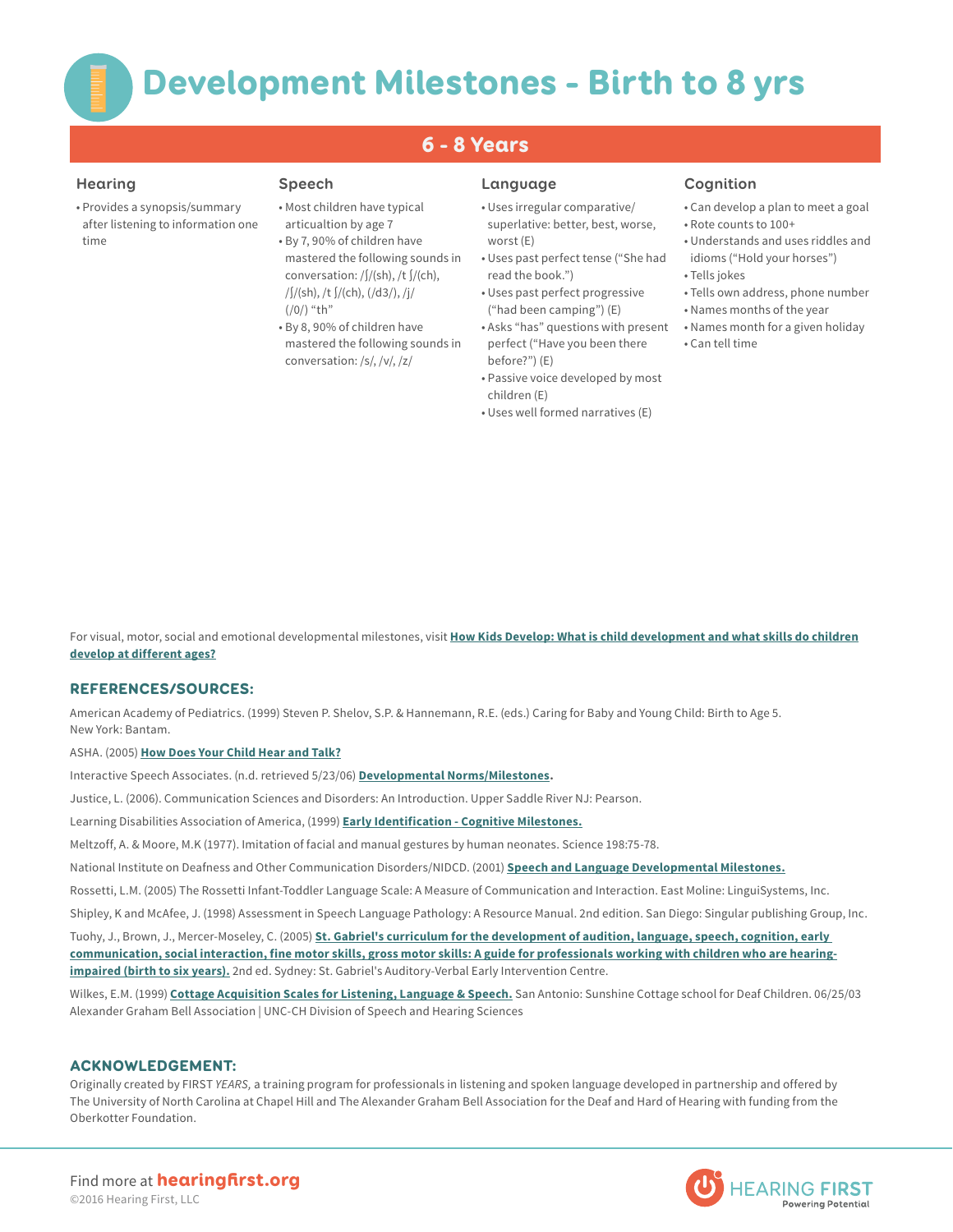# Development Milestones - Birth to 8 yrs

## 6 - 8 Years

### Hearing

- Provides a synopsis/summary after listening to information one time

### Speech

- Most children have typical articualtion by age 7
- By 7, 90% of children have mastered the following sounds in conversation: /ʃ/(sh), /t ʃ/(ch), /ʃ/(sh), /t ʃ/(ch), (/d3/), /j/ (/0/) "th"
- By 8, 90% of children have mastered the following sounds in conversation: /s/, /v/, /z/

### Language

- Uses irregular comparative/ superlative: better, best, worse, worst (E)
- Uses past perfect tense ("She had read the book.")
- Uses past perfect progressive ("had been camping") (E)
- Asks "has" questions with present perfect ("Have you been there before?") (E)
- Passive voice developed by most children (E)
- Uses well formed narratives (E)

### Cognition

- Can develop a plan to meet a goal
- Rote counts to 100+
- Understands and uses riddles and idioms ("Hold your horses")
- Tells jokes
- Tells own address, phone number
- Names months of the year
- Names month for a given holiday
- Can tell time

For visual, motor, social and emotional developmental milestones, visit **How Kids Develop: What is child development and what skills do children develop at different ages?**

## REFERENCES/SOURCES:

American Academy of Pediatrics. (1999) Steven P. Shelov, S.P. & Hannemann, R.E. (eds.) Caring for Baby and Young Child: Birth to Age 5. New York: Bantam.

ASHA. (2005) **How Does Your Child Hear and Talk?**

Interactive Speech Associates. (n.d. retrieved 5/23/06) **Developmental Norms/Milestones.**

Justice, L. (2006). Communication Sciences and Disorders: An Introduction. Upper Saddle River NJ: Pearson.

Learning Disabilities Association of America, (1999) **Early Identification - Cognitive Milestones.**

Meltzoff, A. & Moore, M.K (1977). Imitation of facial and manual gestures by human neonates. Science 198:75-78.

National Institute on Deafness and Other Communication Disorders/NIDCD. (2001) **Speech and Language Developmental Milestones.**

Rossetti, L.M. (2005) The Rossetti Infant-Toddler Language Scale: A Measure of Communication and Interaction. East Moline: LinguiSystems, Inc.

Shipley, K and McAfee, J. (1998) Assessment in Speech Language Pathology: A Resource Manual. 2nd edition. San Diego: Singular publishing Group, Inc.

Tuohy, J., Brown, J., Mercer-Moseley, C. (2005) **St. Gabriel's curriculum for the development of audition, language, speech, cognition, early communication, social interaction, fine motor skills, gross motor skills: A guide for professionals working with children who are hearing-impaired (birth to six years).** 2nd ed. Sydney: St. Gabriel's Auditory-Verbal Early Intervention Centre.

Wilkes, E.M. (1999) **Cottage Acquisition Scales for Listening, Language & Speech.** San Antonio: Sunshine Cottage school for Deaf Children. 06/25/03 Alexander Graham Bell Association | UNC-CH Division of Speech and Hearing Sciences

## ACKNOWLEDGEMENT:

Originally created by FIRST *YEARS,* a training program for professionals in listening and spoken language developed in partnership and offered by The University of North Carolina at Chapel Hill and The Alexander Graham Bell Association for the Deaf and Hard of Hearing with funding from the Oberkotter Foundation.

Find more at **hearingfirst.org**

©2016 Hearing First, LLC

HEARING FIRST Powering Potential